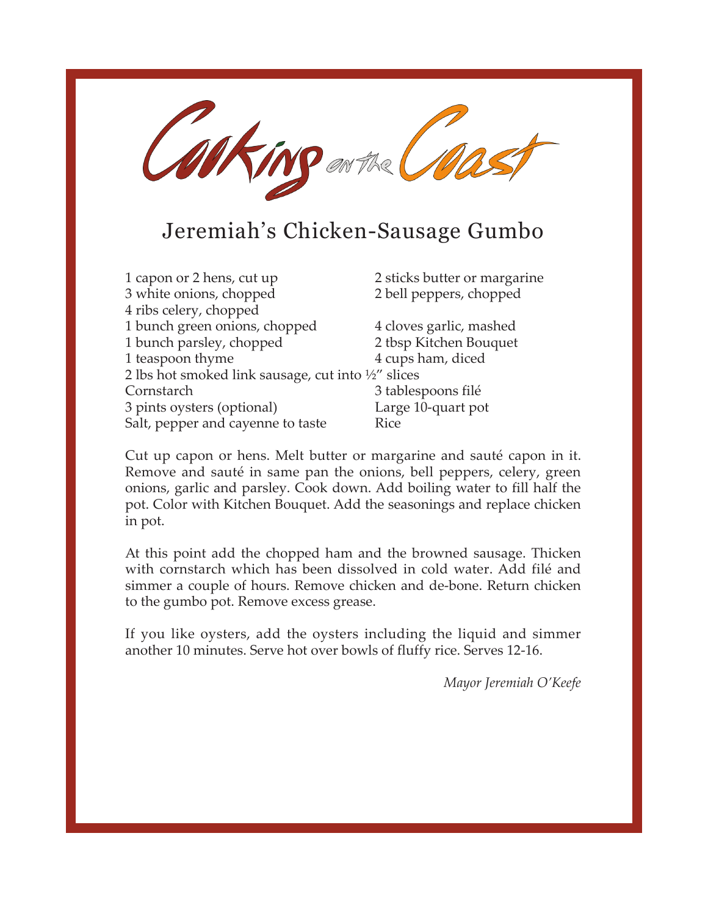Cooking on the Coast

# Jeremiah's Chicken-Sausage Gumbo

1 capon or 2 hens, cut up
3 white onions, chopped
4 ribs celery, chopped
1 bunch green onions, chopped
1 bunch parsley, chopped
1 teaspoon thyme
2 lbs hot smoked link sausage, cut into ½" slices
Cornstarch
3 pints oysters (optional)
Salt, pepper and cayenne to taste
2 sticks butter or margarine
2 bell peppers, chopped
4 cloves garlic, mashed
2 tbsp Kitchen Bouquet
4 cups ham, diced
3 tablespoons filé
Large 10-quart pot
Rice

Cut up capon or hens. Melt butter or margarine and sauté capon in it. Remove and sauté in same pan the onions, bell peppers, celery, green onions, garlic and parsley. Cook down. Add boiling water to fill half the pot. Color with Kitchen Bouquet. Add the seasonings and replace chicken in pot.

At this point add the chopped ham and the browned sausage. Thicken with cornstarch which has been dissolved in cold water. Add filé and simmer a couple of hours. Remove chicken and de-bone. Return chicken to the gumbo pot. Remove excess grease.

If you like oysters, add the oysters including the liquid and simmer another 10 minutes. Serve hot over bowls of fluffy rice. Serves 12-16.

*Mayor Jeremiah O'Keefe*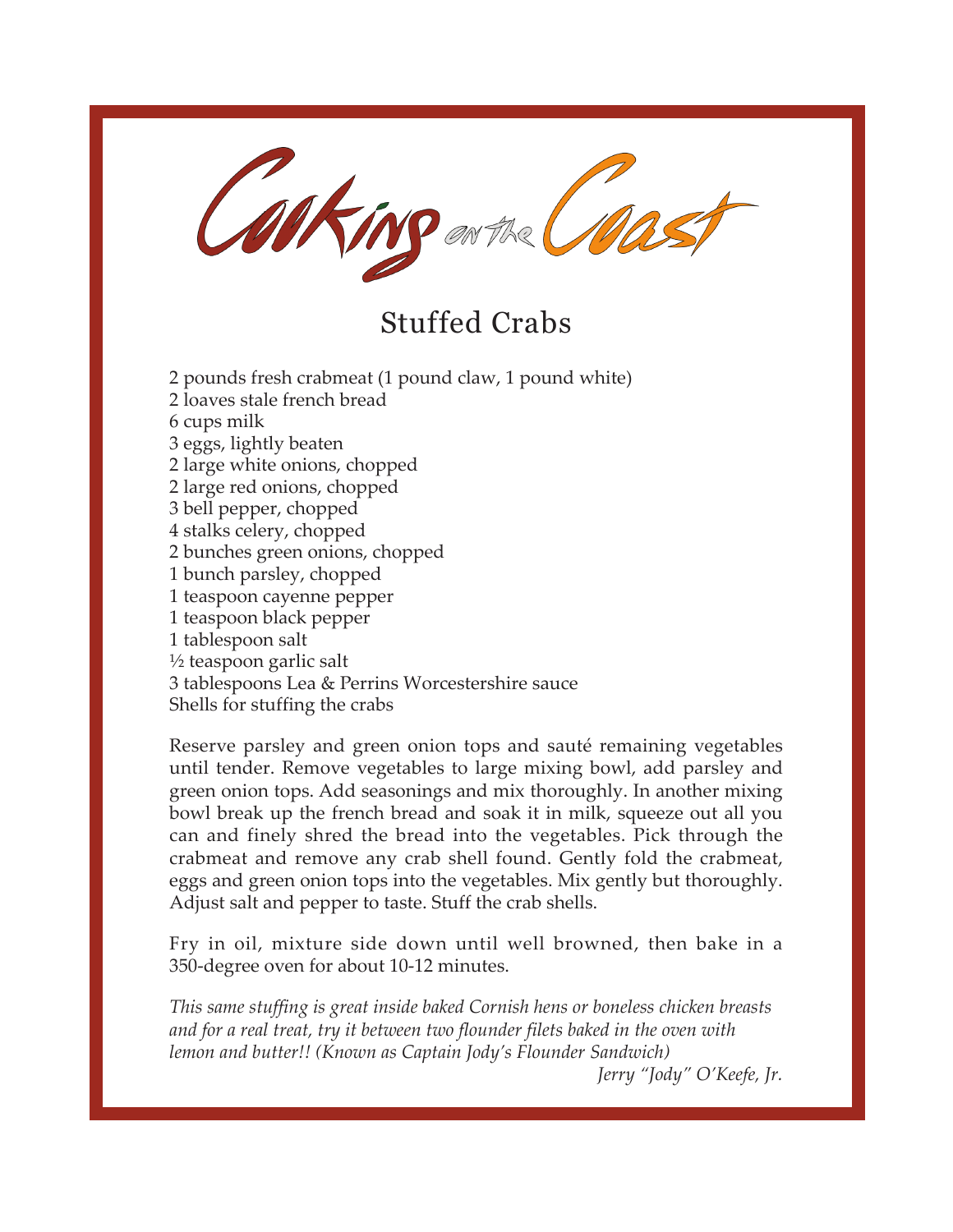# Stuffed Crabs

2 pounds fresh crabmeat (1 pound claw, 1 pound white)
2 loaves stale french bread
6 cups milk
3 eggs, lightly beaten
2 large white onions, chopped
2 large red onions, chopped
3 bell pepper, chopped
4 stalks celery, chopped
2 bunches green onions, chopped
1 bunch parsley, chopped
1 teaspoon cayenne pepper
1 teaspoon black pepper
1 tablespoon salt
½ teaspoon garlic salt
3 tablespoons Lea & Perrins Worcestershire sauce
Shells for stuffing the crabs

Reserve parsley and green onion tops and sauté remaining vegetables until tender. Remove vegetables to large mixing bowl, add parsley and green onion tops. Add seasonings and mix thoroughly. In another mixing bowl break up the french bread and soak it in milk, squeeze out all you can and finely shred the bread into the vegetables. Pick through the crabmeat and remove any crab shell found. Gently fold the crabmeat, eggs and green onion tops into the vegetables. Mix gently but thoroughly. Adjust salt and pepper to taste. Stuff the crab shells.

Fry in oil, mixture side down until well browned, then bake in a 350-degree oven for about 10-12 minutes.

*This same stuffing is great inside baked Cornish hens or boneless chicken breasts and for a real treat, try it between two flounder filets baked in the oven with lemon and butter!! (Known as Captain Jody's Flounder Sandwich)*

*Jerry "Jody" O'Keefe, Jr.*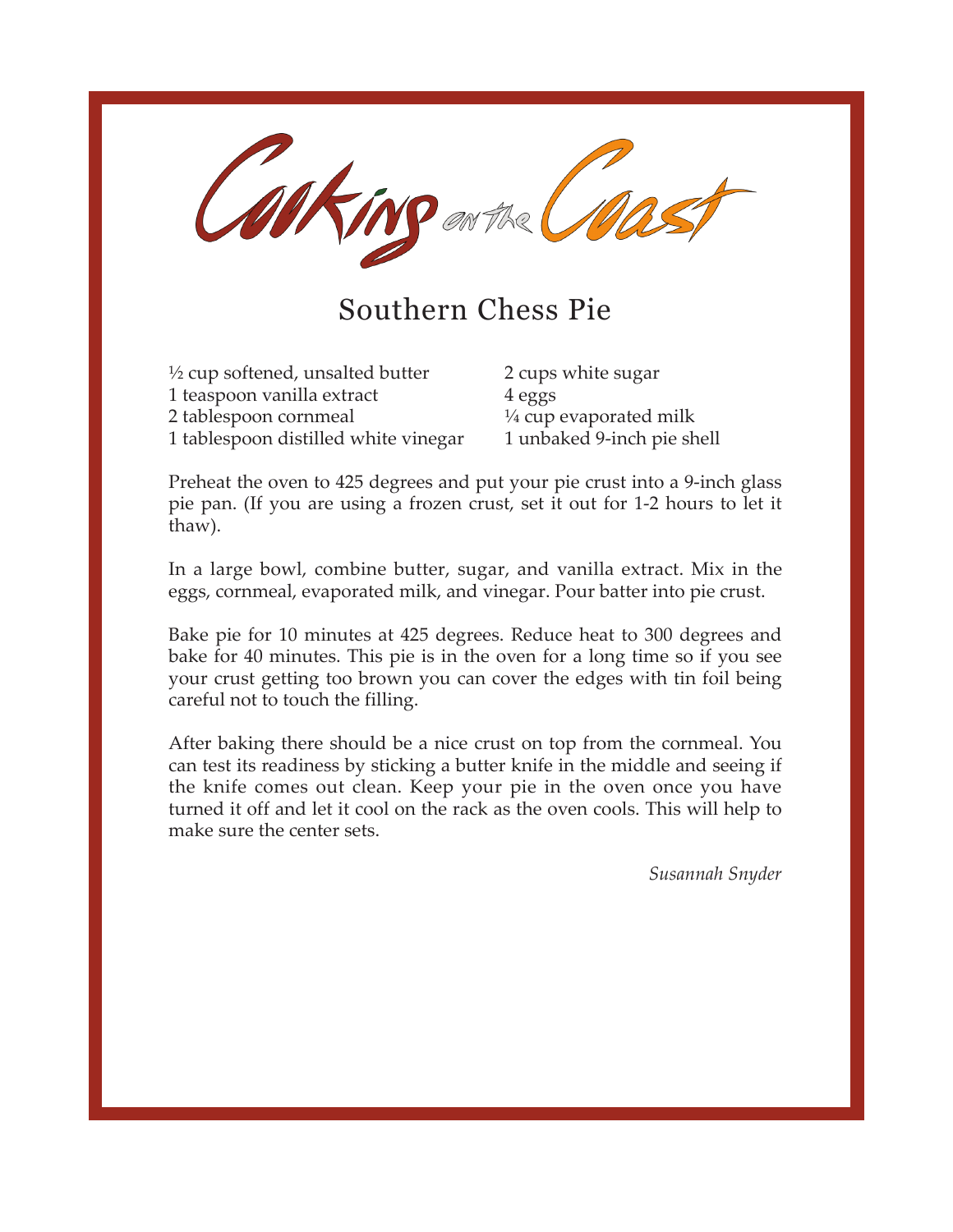Cooking on the Coast

# Southern Chess Pie

- ½ cup softened, unsalted butter
- 1 teaspoon vanilla extract
- 2 tablespoon cornmeal
- 1 tablespoon distilled white vinegar
- 2 cups white sugar
- 4 eggs
- ¼ cup evaporated milk
- 1 unbaked 9-inch pie shell

Preheat the oven to 425 degrees and put your pie crust into a 9-inch glass pie pan. (If you are using a frozen crust, set it out for 1-2 hours to let it thaw).

In a large bowl, combine butter, sugar, and vanilla extract. Mix in the eggs, cornmeal, evaporated milk, and vinegar. Pour batter into pie crust.

Bake pie for 10 minutes at 425 degrees. Reduce heat to 300 degrees and bake for 40 minutes. This pie is in the oven for a long time so if you see your crust getting too brown you can cover the edges with tin foil being careful not to touch the filling.

After baking there should be a nice crust on top from the cornmeal. You can test its readiness by sticking a butter knife in the middle and seeing if the knife comes out clean. Keep your pie in the oven once you have turned it off and let it cool on the rack as the oven cools. This will help to make sure the center sets.

*Susannah Snyder*